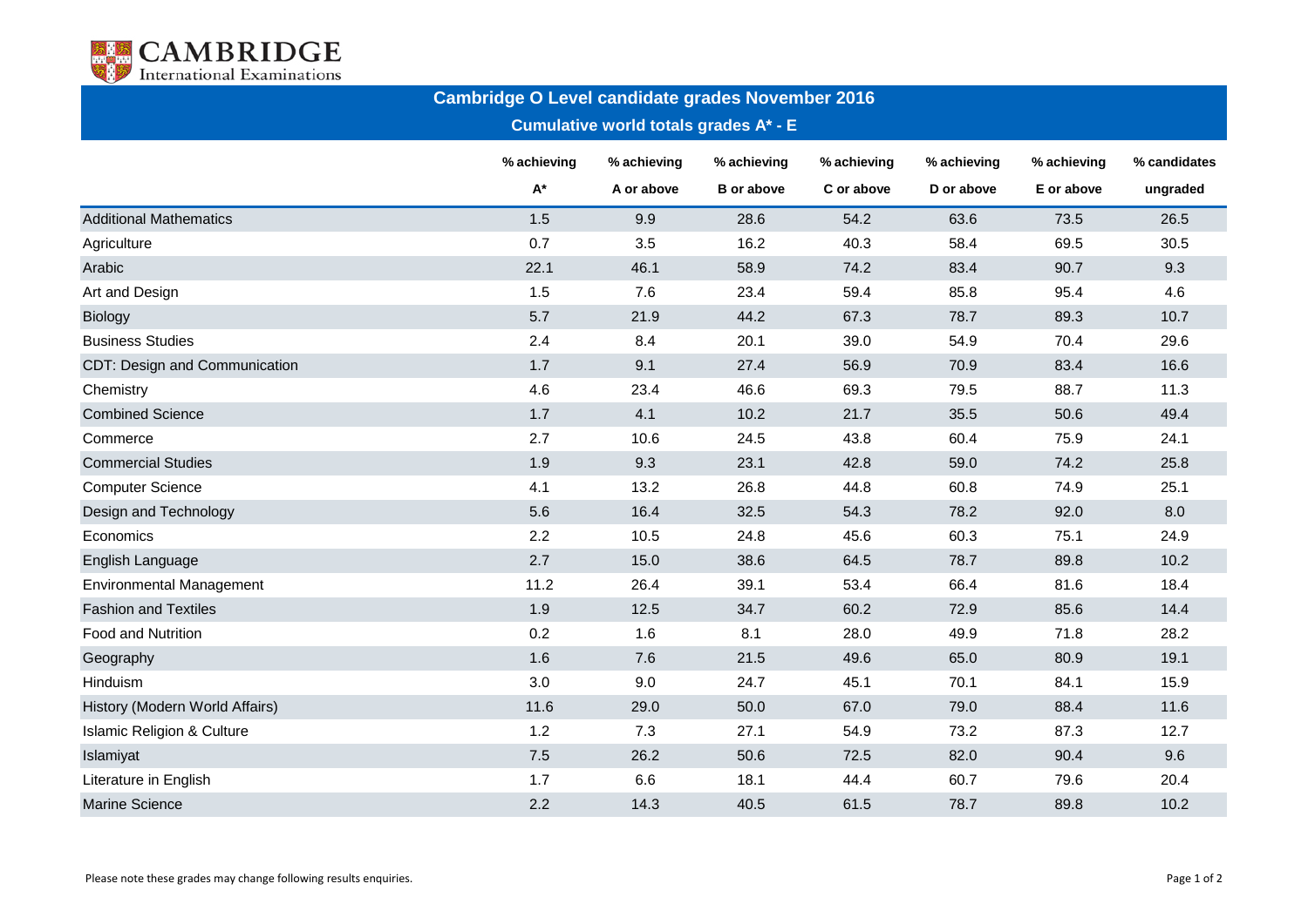CAMBRIDGE
International Examinations

# Cambridge O Level candidate grades November 2016

## Cumulative world totals grades A* - E

| | % achieving A* | % achieving A or above | % achieving B or above | % achieving C or above | % achieving D or above | % achieving E or above | % candidates ungraded |
|---|---|---|---|---|---|---|---|
| Additional Mathematics | 1.5 | 9.9 | 28.6 | 54.2 | 63.6 | 73.5 | 26.5 |
| Agriculture | 0.7 | 3.5 | 16.2 | 40.3 | 58.4 | 69.5 | 30.5 |
| Arabic | 22.1 | 46.1 | 58.9 | 74.2 | 83.4 | 90.7 | 9.3 |
| Art and Design | 1.5 | 7.6 | 23.4 | 59.4 | 85.8 | 95.4 | 4.6 |
| Biology | 5.7 | 21.9 | 44.2 | 67.3 | 78.7 | 89.3 | 10.7 |
| Business Studies | 2.4 | 8.4 | 20.1 | 39.0 | 54.9 | 70.4 | 29.6 |
| CDT: Design and Communication | 1.7 | 9.1 | 27.4 | 56.9 | 70.9 | 83.4 | 16.6 |
| Chemistry | 4.6 | 23.4 | 46.6 | 69.3 | 79.5 | 88.7 | 11.3 |
| Combined Science | 1.7 | 4.1 | 10.2 | 21.7 | 35.5 | 50.6 | 49.4 |
| Commerce | 2.7 | 10.6 | 24.5 | 43.8 | 60.4 | 75.9 | 24.1 |
| Commercial Studies | 1.9 | 9.3 | 23.1 | 42.8 | 59.0 | 74.2 | 25.8 |
| Computer Science | 4.1 | 13.2 | 26.8 | 44.8 | 60.8 | 74.9 | 25.1 |
| Design and Technology | 5.6 | 16.4 | 32.5 | 54.3 | 78.2 | 92.0 | 8.0 |
| Economics | 2.2 | 10.5 | 24.8 | 45.6 | 60.3 | 75.1 | 24.9 |
| English Language | 2.7 | 15.0 | 38.6 | 64.5 | 78.7 | 89.8 | 10.2 |
| Environmental Management | 11.2 | 26.4 | 39.1 | 53.4 | 66.4 | 81.6 | 18.4 |
| Fashion and Textiles | 1.9 | 12.5 | 34.7 | 60.2 | 72.9 | 85.6 | 14.4 |
| Food and Nutrition | 0.2 | 1.6 | 8.1 | 28.0 | 49.9 | 71.8 | 28.2 |
| Geography | 1.6 | 7.6 | 21.5 | 49.6 | 65.0 | 80.9 | 19.1 |
| Hinduism | 3.0 | 9.0 | 24.7 | 45.1 | 70.1 | 84.1 | 15.9 |
| History (Modern World Affairs) | 11.6 | 29.0 | 50.0 | 67.0 | 79.0 | 88.4 | 11.6 |
| Islamic Religion & Culture | 1.2 | 7.3 | 27.1 | 54.9 | 73.2 | 87.3 | 12.7 |
| Islamiyat | 7.5 | 26.2 | 50.6 | 72.5 | 82.0 | 90.4 | 9.6 |
| Literature in English | 1.7 | 6.6 | 18.1 | 44.4 | 60.7 | 79.6 | 20.4 |
| Marine Science | 2.2 | 14.3 | 40.5 | 61.5 | 78.7 | 89.8 | 10.2 |

Please note these grades may change following results enquiries.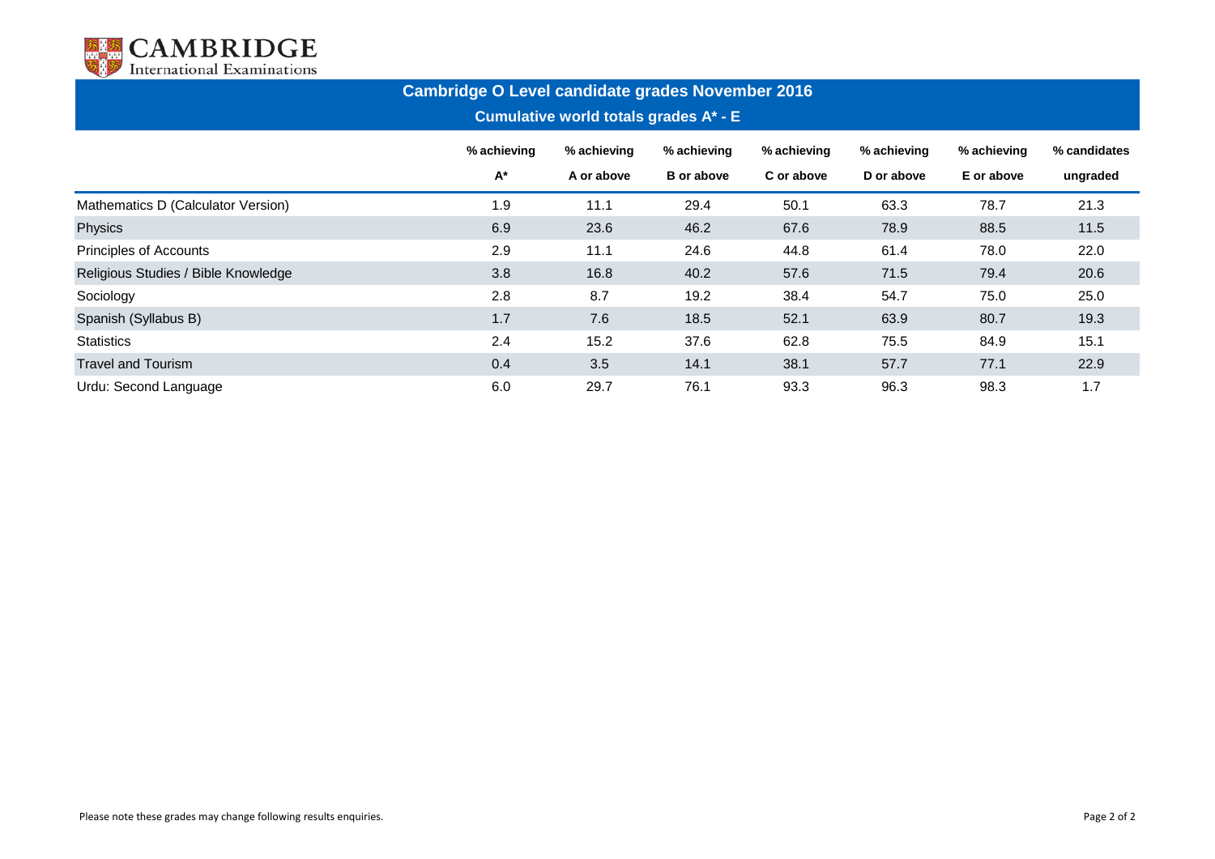## Cambridge O Level candidate grades November 2016

### Cumulative world totals grades A* - E

| | % achieving A* | % achieving A or above | % achieving B or above | % achieving C or above | % achieving D or above | % achieving E or above | % candidates ungraded |
|---|---|---|---|---|---|---|---|
| Mathematics D (Calculator Version) | 1.9 | 11.1 | 29.4 | 50.1 | 63.3 | 78.7 | 21.3 |
| Physics | 6.9 | 23.6 | 46.2 | 67.6 | 78.9 | 88.5 | 11.5 |
| Principles of Accounts | 2.9 | 11.1 | 24.6 | 44.8 | 61.4 | 78.0 | 22.0 |
| Religious Studies / Bible Knowledge | 3.8 | 16.8 | 40.2 | 57.6 | 71.5 | 79.4 | 20.6 |
| Sociology | 2.8 | 8.7 | 19.2 | 38.4 | 54.7 | 75.0 | 25.0 |
| Spanish (Syllabus B) | 1.7 | 7.6 | 18.5 | 52.1 | 63.9 | 80.7 | 19.3 |
| Statistics | 2.4 | 15.2 | 37.6 | 62.8 | 75.5 | 84.9 | 15.1 |
| Travel and Tourism | 0.4 | 3.5 | 14.1 | 38.1 | 57.7 | 77.1 | 22.9 |
| Urdu: Second Language | 6.0 | 29.7 | 76.1 | 93.3 | 96.3 | 98.3 | 1.7 |

Please note these grades may change following results enquiries.